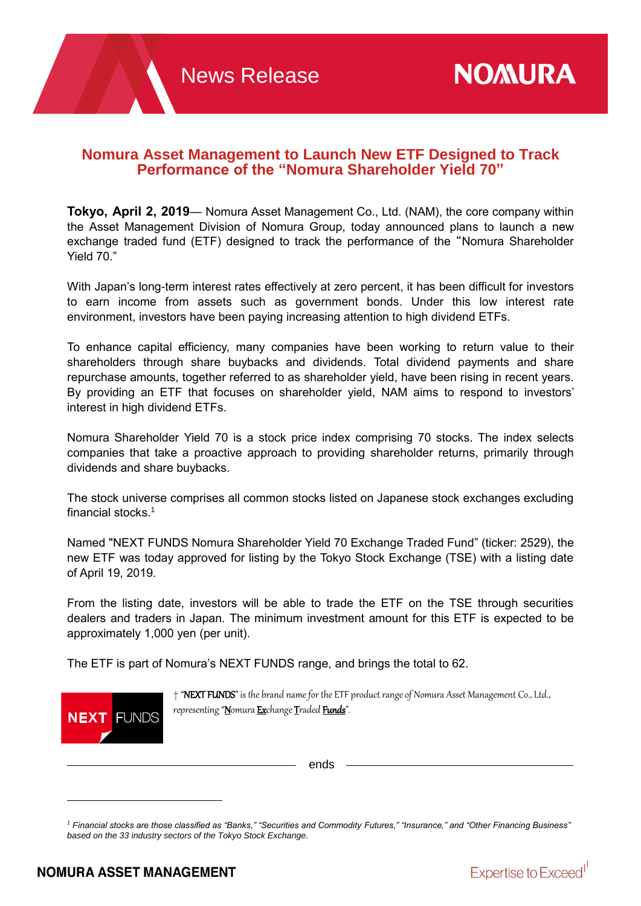# Nomura Asset Management to Launch New ETF Designed to Track Performance of the "Nomura Shareholder Yield 70"

**Tokyo, April 2, 2019**— Nomura Asset Management Co., Ltd. (NAM), the core company within the Asset Management Division of Nomura Group, today announced plans to launch a new exchange traded fund (ETF) designed to track the performance of the "Nomura Shareholder Yield 70."

With Japan's long-term interest rates effectively at zero percent, it has been difficult for investors to earn income from assets such as government bonds. Under this low interest rate environment, investors have been paying increasing attention to high dividend ETFs.

To enhance capital efficiency, many companies have been working to return value to their shareholders through share buybacks and dividends. Total dividend payments and share repurchase amounts, together referred to as shareholder yield, have been rising in recent years. By providing an ETF that focuses on shareholder yield, NAM aims to respond to investors' interest in high dividend ETFs.

Nomura Shareholder Yield 70 is a stock price index comprising 70 stocks. The index selects companies that take a proactive approach to providing shareholder returns, primarily through dividends and share buybacks.

The stock universe comprises all common stocks listed on Japanese stock exchanges excluding financial stocks.[1]

Named "NEXT FUNDS Nomura Shareholder Yield 70 Exchange Traded Fund" (ticker: 2529), the new ETF was today approved for listing by the Tokyo Stock Exchange (TSE) with a listing date of April 19, 2019.

From the listing date, investors will be able to trade the ETF on the TSE through securities dealers and traders in Japan. The minimum investment amount for this ETF is expected to be approximately 1,000 yen (per unit).

The ETF is part of Nomura's NEXT FUNDS range, and brings the total to 62.

† "NEXT FUNDS" is the brand name for the ETF product range of Nomura Asset Management Co., Ltd., representing "Nomura Exchange Traded Funds".

ends

[1] *Financial stocks are those classified as "Banks," "Securities and Commodity Futures," "Insurance," and "Other Financing Business" based on the 33 industry sectors of the Tokyo Stock Exchange.*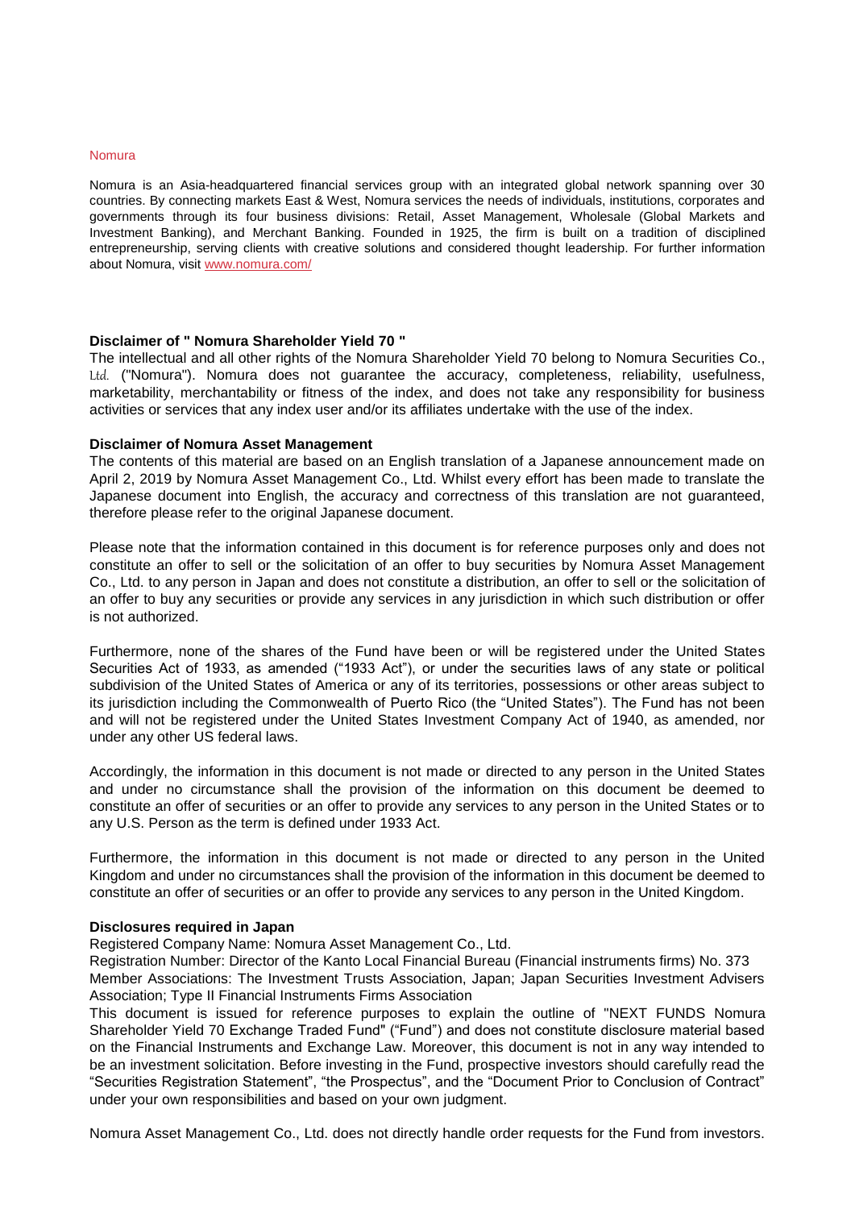## Nomura

Nomura is an Asia-headquartered financial services group with an integrated global network spanning over 30 countries. By connecting markets East & West, Nomura services the needs of individuals, institutions, corporates and governments through its four business divisions: Retail, Asset Management, Wholesale (Global Markets and Investment Banking), and Merchant Banking. Founded in 1925, the firm is built on a tradition of disciplined entrepreneurship, serving clients with creative solutions and considered thought leadership. For further information about Nomura, visit www.nomura.com/

### Disclaimer of " Nomura Shareholder Yield 70 "

The intellectual and all other rights of the Nomura Shareholder Yield 70 belong to Nomura Securities Co., Ltd. ("Nomura"). Nomura does not guarantee the accuracy, completeness, reliability, usefulness, marketability, merchantability or fitness of the index, and does not take any responsibility for business activities or services that any index user and/or its affiliates undertake with the use of the index.

### Disclaimer of Nomura Asset Management

The contents of this material are based on an English translation of a Japanese announcement made on April 2, 2019 by Nomura Asset Management Co., Ltd. Whilst every effort has been made to translate the Japanese document into English, the accuracy and correctness of this translation are not guaranteed, therefore please refer to the original Japanese document.

Please note that the information contained in this document is for reference purposes only and does not constitute an offer to sell or the solicitation of an offer to buy securities by Nomura Asset Management Co., Ltd. to any person in Japan and does not constitute a distribution, an offer to sell or the solicitation of an offer to buy any securities or provide any services in any jurisdiction in which such distribution or offer is not authorized.

Furthermore, none of the shares of the Fund have been or will be registered under the United States Securities Act of 1933, as amended ("1933 Act"), or under the securities laws of any state or political subdivision of the United States of America or any of its territories, possessions or other areas subject to its jurisdiction including the Commonwealth of Puerto Rico (the "United States"). The Fund has not been and will not be registered under the United States Investment Company Act of 1940, as amended, nor under any other US federal laws.

Accordingly, the information in this document is not made or directed to any person in the United States and under no circumstance shall the provision of the information on this document be deemed to constitute an offer of securities or an offer to provide any services to any person in the United States or to any U.S. Person as the term is defined under 1933 Act.

Furthermore, the information in this document is not made or directed to any person in the United Kingdom and under no circumstances shall the provision of the information in this document be deemed to constitute an offer of securities or an offer to provide any services to any person in the United Kingdom.

### Disclosures required in Japan

Registered Company Name: Nomura Asset Management Co., Ltd.
Registration Number: Director of the Kanto Local Financial Bureau (Financial instruments firms) No. 373
Member Associations: The Investment Trusts Association, Japan; Japan Securities Investment Advisers Association; Type II Financial Instruments Firms Association
This document is issued for reference purposes to explain the outline of "NEXT FUNDS Nomura Shareholder Yield 70 Exchange Traded Fund" ("Fund") and does not constitute disclosure material based on the Financial Instruments and Exchange Law. Moreover, this document is not in any way intended to be an investment solicitation. Before investing in the Fund, prospective investors should carefully read the "Securities Registration Statement", "the Prospectus", and the "Document Prior to Conclusion of Contract" under your own responsibilities and based on your own judgment.

Nomura Asset Management Co., Ltd. does not directly handle order requests for the Fund from investors.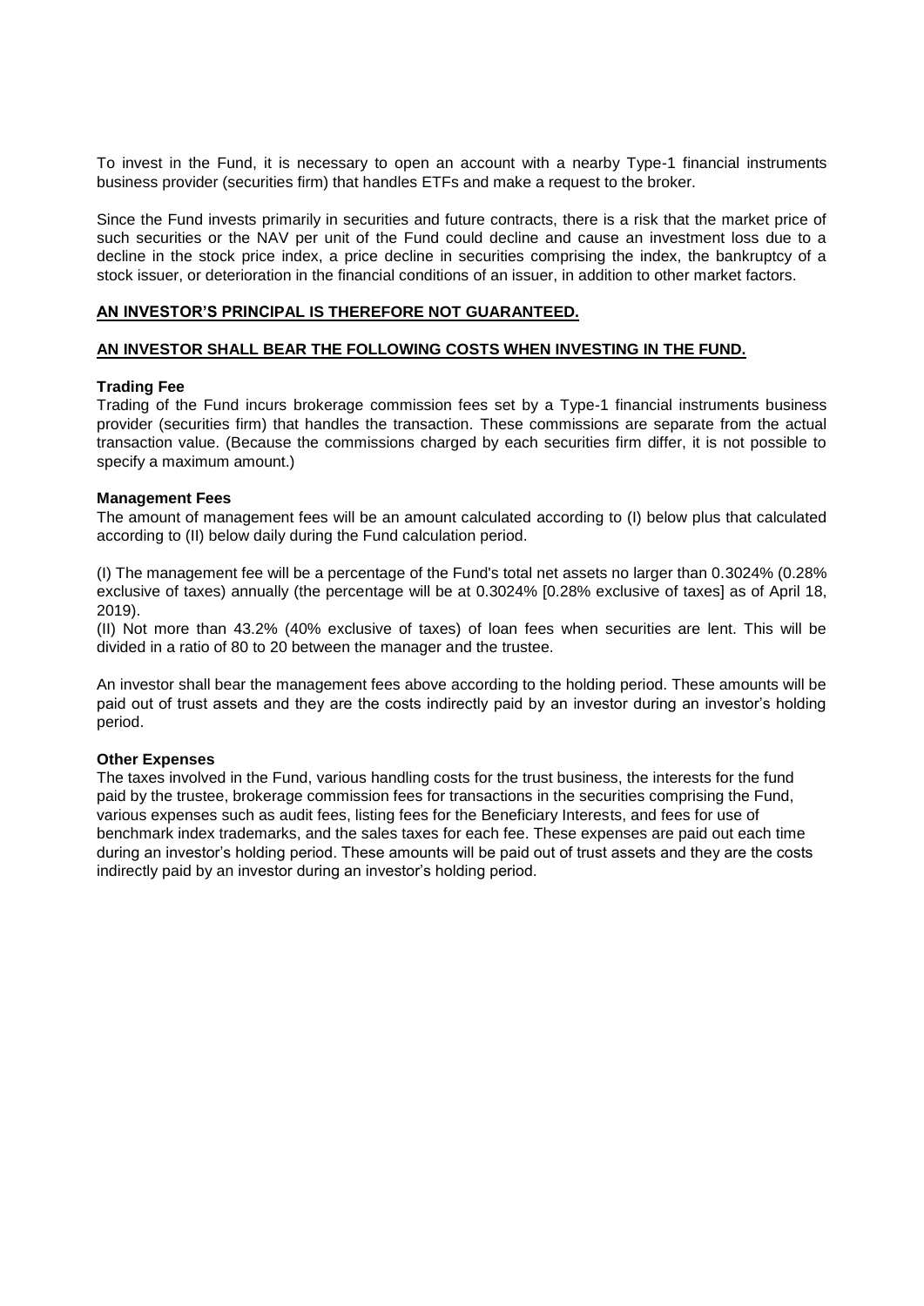To invest in the Fund, it is necessary to open an account with a nearby Type-1 financial instruments business provider (securities firm) that handles ETFs and make a request to the broker.

Since the Fund invests primarily in securities and future contracts, there is a risk that the market price of such securities or the NAV per unit of the Fund could decline and cause an investment loss due to a decline in the stock price index, a price decline in securities comprising the index, the bankruptcy of a stock issuer, or deterioration in the financial conditions of an issuer, in addition to other market factors.

**AN INVESTOR'S PRINCIPAL IS THEREFORE NOT GUARANTEED.**

**AN INVESTOR SHALL BEAR THE FOLLOWING COSTS WHEN INVESTING IN THE FUND.**

**Trading Fee**

Trading of the Fund incurs brokerage commission fees set by a Type-1 financial instruments business provider (securities firm) that handles the transaction. These commissions are separate from the actual transaction value. (Because the commissions charged by each securities firm differ, it is not possible to specify a maximum amount.)

**Management Fees**

The amount of management fees will be an amount calculated according to (I) below plus that calculated according to (II) below daily during the Fund calculation period.

(I) The management fee will be a percentage of the Fund's total net assets no larger than 0.3024% (0.28% exclusive of taxes) annually (the percentage will be at 0.3024% [0.28% exclusive of taxes] as of April 18, 2019).

(II) Not more than 43.2% (40% exclusive of taxes) of loan fees when securities are lent. This will be divided in a ratio of 80 to 20 between the manager and the trustee.

An investor shall bear the management fees above according to the holding period. These amounts will be paid out of trust assets and they are the costs indirectly paid by an investor during an investor's holding period.

**Other Expenses**

The taxes involved in the Fund, various handling costs for the trust business, the interests for the fund paid by the trustee, brokerage commission fees for transactions in the securities comprising the Fund, various expenses such as audit fees, listing fees for the Beneficiary Interests, and fees for use of benchmark index trademarks, and the sales taxes for each fee. These expenses are paid out each time during an investor's holding period. These amounts will be paid out of trust assets and they are the costs indirectly paid by an investor during an investor's holding period.